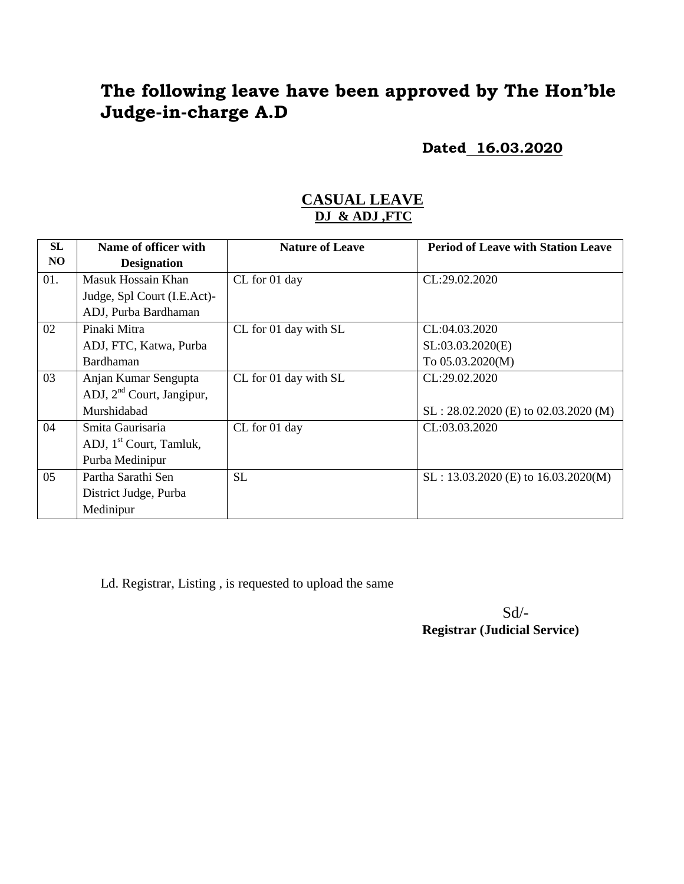# The following leave have been approved by The Hon'ble Judge-in-charge A.D

**Dated 16.03.2020**

## CASUAL LEAVE

**DJ & ADJ ,FTC**

| SL NO | Name of officer with Designation | Nature of Leave | Period of Leave with Station Leave |
|---|---|---|---|
| 01. | Masuk Hossain Khan Judge, Spl Court (I.E.Act)-ADJ, Purba Bardhaman | CL for 01 day | CL:29.02.2020 |
| 02 | Pinaki Mitra ADJ, FTC, Katwa, Purba Bardhaman | CL for 01 day with SL | CL:04.03.2020 SL:03.03.2020(E) To 05.03.2020(M) |
| 03 | Anjan Kumar Sengupta ADJ, 2nd Court, Jangipur, Murshidabad | CL for 01 day with SL | CL:29.02.2020 SL : 28.02.2020 (E) to 02.03.2020 (M) |
| 04 | Smita Gaurisaria ADJ, 1st Court, Tamluk, Purba Medinipur | CL for 01 day | CL:03.03.2020 |
| 05 | Partha Sarathi Sen District Judge, Purba Medinipur | SL | SL : 13.03.2020 (E) to 16.03.2020(M) |

Ld. Registrar, Listing , is requested to upload the same

Sd/-

**Registrar (Judicial Service)**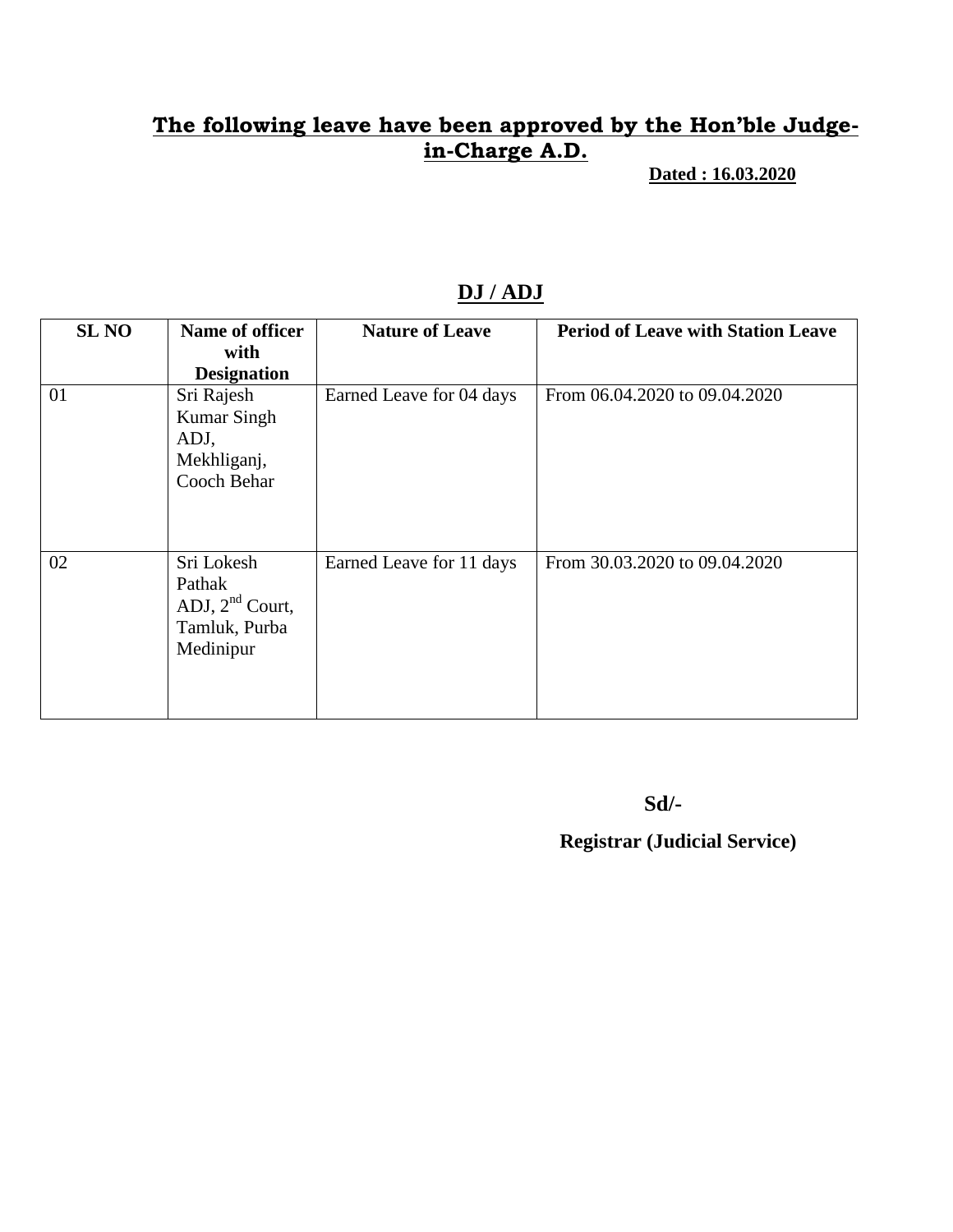## The following leave have been approved by the Hon'ble Judge-in-Charge A.D.

**Dated : 16.03.2020**

### DJ / ADJ

| SL NO | Name of officer with Designation | Nature of Leave | Period of Leave with Station Leave |
|---|---|---|---|
| 01 | Sri Rajesh Kumar Singh ADJ, Mekhliganj, Cooch Behar | Earned Leave for 04 days | From 06.04.2020 to 09.04.2020 |
| 02 | Sri Lokesh Pathak ADJ, 2nd Court, Tamluk, Purba Medinipur | Earned Leave for 11 days | From 30.03.2020 to 09.04.2020 |

**Sd/-**

**Registrar (Judicial Service)**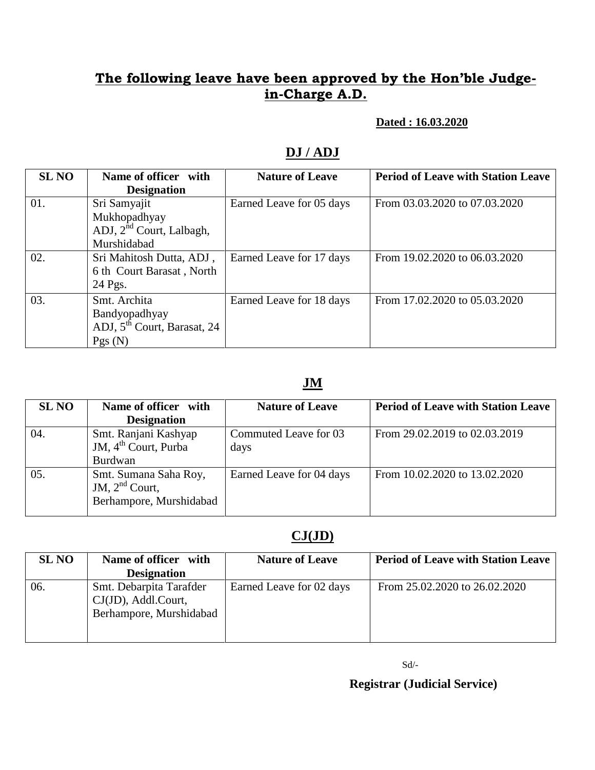## **The following leave have been approved by the Hon'ble Judge-in-Charge A.D.**

**Dated : 16.03.2020**

### DJ / ADJ

| SL NO | Name of officer with Designation | Nature of Leave | Period of Leave with Station Leave |
|---|---|---|---|
| 01. | Sri Samyajit Mukhopadhyay ADJ, 2nd Court, Lalbagh, Murshidabad | Earned Leave for 05 days | From 03.03.2020 to 07.03.2020 |
| 02. | Sri Mahitosh Dutta, ADJ , 6 th Court Barasat , North 24 Pgs. | Earned Leave for 17 days | From 19.02.2020 to 06.03.2020 |
| 03. | Smt. Archita Bandyopadhyay ADJ, 5th Court, Barasat, 24 Pgs (N) | Earned Leave for 18 days | From 17.02.2020 to 05.03.2020 |

### JM

| SL NO | Name of officer with Designation | Nature of Leave | Period of Leave with Station Leave |
|---|---|---|---|
| 04. | Smt. Ranjani Kashyap JM, 4th Court, Purba Burdwan | Commuted Leave for 03 days | From 29.02.2019 to 02.03.2019 |
| 05. | Smt. Sumana Saha Roy, JM, 2nd Court, Berhampore, Murshidabad | Earned Leave for 04 days | From 10.02.2020 to 13.02.2020 |

### CJ(JD)

| SL NO | Name of officer with Designation | Nature of Leave | Period of Leave with Station Leave |
|---|---|---|---|
| 06. | Smt. Debarpita Tarafder CJ(JD), Addl.Court, Berhampore, Murshidabad | Earned Leave for 02 days | From 25.02.2020 to 26.02.2020 |

Sd/-

**Registrar (Judicial Service)**